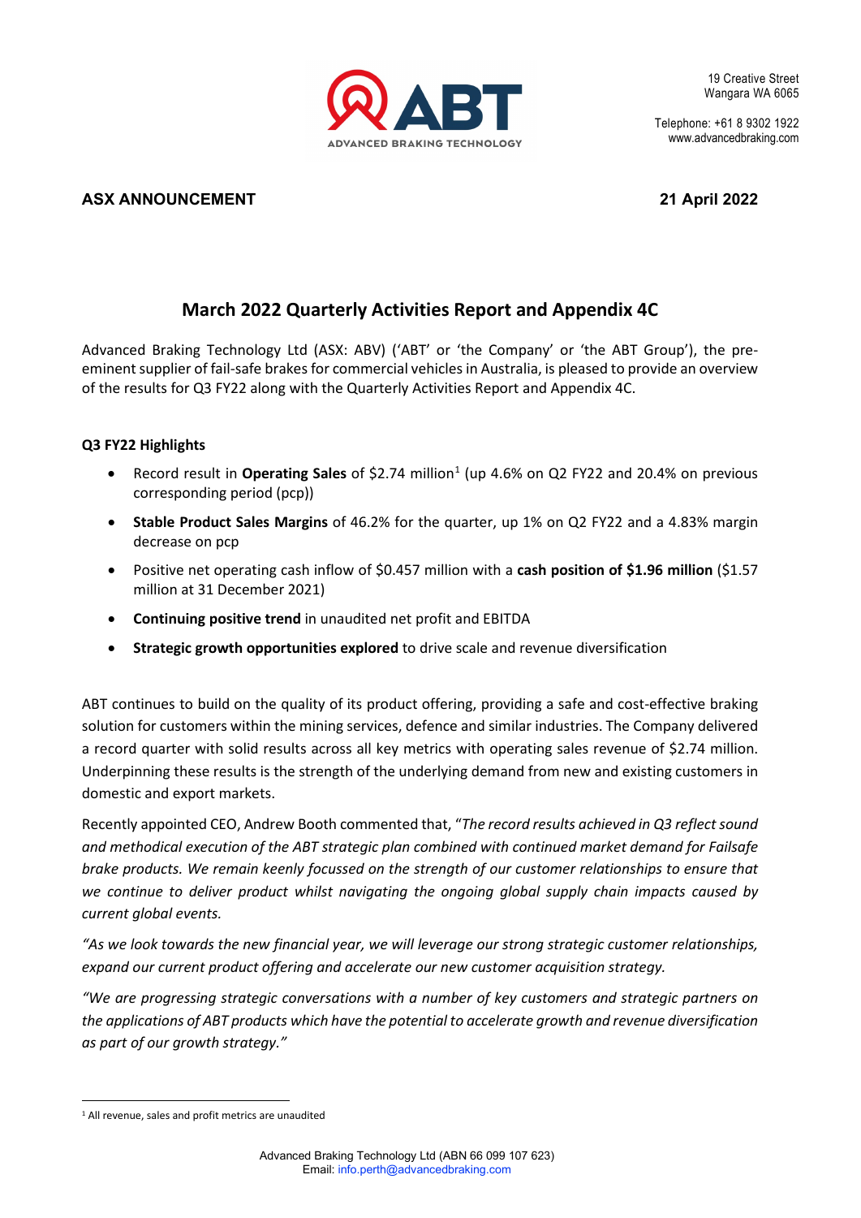ABT ADVANCED BRAKING TECHNOLOGY

19 Creative Street
Wangara WA 6065

Telephone: +61 8 9302 1922
www.advancedbraking.com

**ASX ANNOUNCEMENT** **21 April 2022**

# March 2022 Quarterly Activities Report and Appendix 4C

Advanced Braking Technology Ltd (ASX: ABV) ('ABT' or 'the Company' or 'the ABT Group'), the pre-eminent supplier of fail-safe brakes for commercial vehicles in Australia, is pleased to provide an overview of the results for Q3 FY22 along with the Quarterly Activities Report and Appendix 4C.

### Q3 FY22 Highlights

- Record result in **Operating Sales** of \$2.74 million[1] (up 4.6% on Q2 FY22 and 20.4% on previous corresponding period (pcp))
- **Stable Product Sales Margins** of 46.2% for the quarter, up 1% on Q2 FY22 and a 4.83% margin decrease on pcp
- Positive net operating cash inflow of \$0.457 million with a **cash position of \$1.96 million** (\$1.57 million at 31 December 2021)
- **Continuing positive trend** in unaudited net profit and EBITDA
- **Strategic growth opportunities explored** to drive scale and revenue diversification

ABT continues to build on the quality of its product offering, providing a safe and cost-effective braking solution for customers within the mining services, defence and similar industries. The Company delivered a record quarter with solid results across all key metrics with operating sales revenue of \$2.74 million. Underpinning these results is the strength of the underlying demand from new and existing customers in domestic and export markets.

Recently appointed CEO, Andrew Booth commented that, "*The record results achieved in Q3 reflect sound and methodical execution of the ABT strategic plan combined with continued market demand for Failsafe brake products. We remain keenly focussed on the strength of our customer relationships to ensure that we continue to deliver product whilst navigating the ongoing global supply chain impacts caused by current global events.*

*"As we look towards the new financial year, we will leverage our strong strategic customer relationships, expand our current product offering and accelerate our new customer acquisition strategy.*

*"We are progressing strategic conversations with a number of key customers and strategic partners on the applications of ABT products which have the potential to accelerate growth and revenue diversification as part of our growth strategy."*

[1] All revenue, sales and profit metrics are unaudited

Advanced Braking Technology Ltd (ABN 66 099 107 623)
Email: info.perth@advancedbraking.com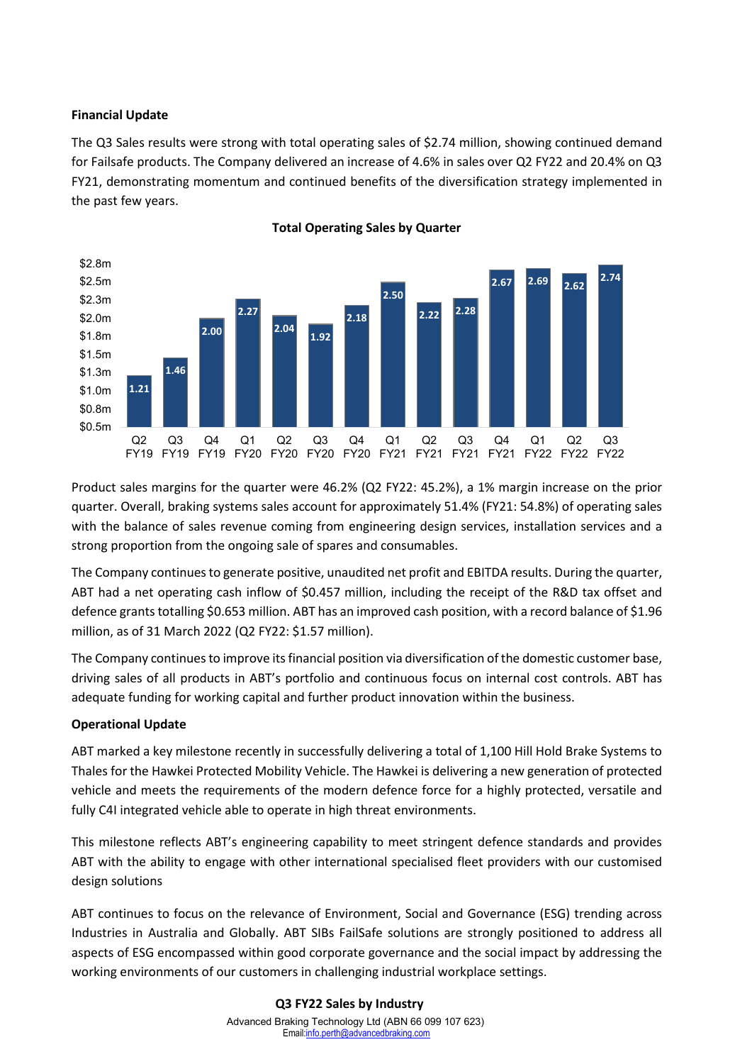**Financial Update**

The Q3 Sales results were strong with total operating sales of $2.74 million, showing continued demand for Failsafe products. The Company delivered an increase of 4.6% in sales over Q2 FY22 and 20.4% on Q3 FY21, demonstrating momentum and continued benefits of the diversification strategy implemented in the past few years.

**Total Operating Sales by Quarter**

| Quarter | Sales ($m) |
| --- | --- |
| Q2 FY19 | 1.21 |
| Q3 FY19 | 1.46 |
| Q4 FY19 | 2.00 |
| Q1 FY20 | 2.27 |
| Q2 FY20 | 2.04 |
| Q3 FY20 | 1.92 |
| Q4 FY20 | 2.18 |
| Q1 FY21 | 2.50 |
| Q2 FY21 | 2.22 |
| Q3 FY21 | 2.28 |
| Q4 FY21 | 2.67 |
| Q1 FY22 | 2.69 |
| Q2 FY22 | 2.62 |
| Q3 FY22 | 2.74 |

Product sales margins for the quarter were 46.2% (Q2 FY22: 45.2%), a 1% margin increase on the prior quarter. Overall, braking systems sales account for approximately 51.4% (FY21: 54.8%) of operating sales with the balance of sales revenue coming from engineering design services, installation services and a strong proportion from the ongoing sale of spares and consumables.

The Company continues to generate positive, unaudited net profit and EBITDA results. During the quarter, ABT had a net operating cash inflow of $0.457 million, including the receipt of the R&D tax offset and defence grants totalling $0.653 million. ABT has an improved cash position, with a record balance of $1.96 million, as of 31 March 2022 (Q2 FY22: $1.57 million).

The Company continues to improve its financial position via diversification of the domestic customer base, driving sales of all products in ABT's portfolio and continuous focus on internal cost controls. ABT has adequate funding for working capital and further product innovation within the business.

**Operational Update**

ABT marked a key milestone recently in successfully delivering a total of 1,100 Hill Hold Brake Systems to Thales for the Hawkei Protected Mobility Vehicle. The Hawkei is delivering a new generation of protected vehicle and meets the requirements of the modern defence force for a highly protected, versatile and fully C4I integrated vehicle able to operate in high threat environments.

This milestone reflects ABT's engineering capability to meet stringent defence standards and provides ABT with the ability to engage with other international specialised fleet providers with our customised design solutions

ABT continues to focus on the relevance of Environment, Social and Governance (ESG) trending across Industries in Australia and Globally. ABT SIBs FailSafe solutions are strongly positioned to address all aspects of ESG encompassed within good corporate governance and the social impact by addressing the working environments of our customers in challenging industrial workplace settings.

**Q3 FY22 Sales by Industry**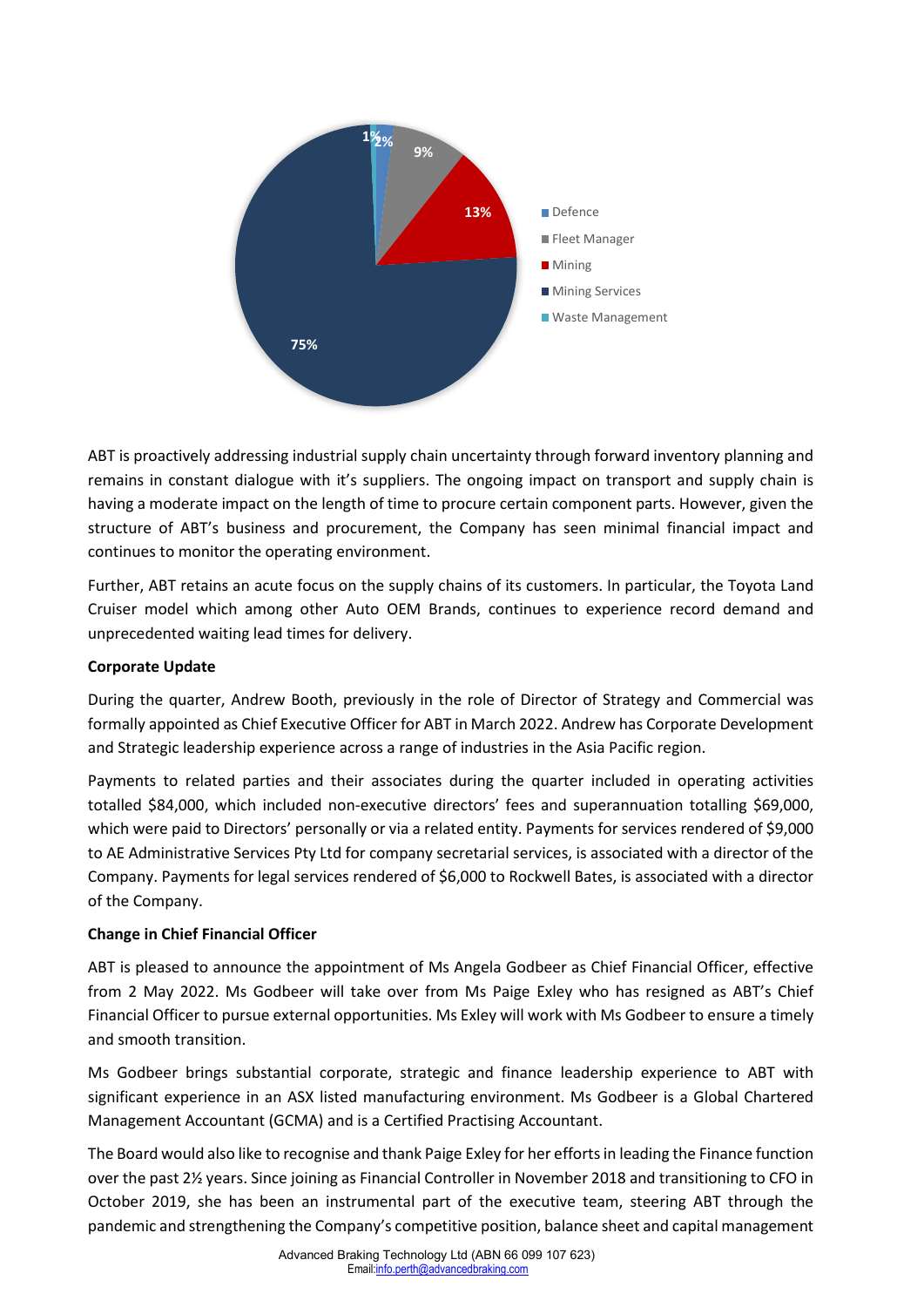ABT is proactively addressing industrial supply chain uncertainty through forward inventory planning and remains in constant dialogue with it's suppliers. The ongoing impact on transport and supply chain is having a moderate impact on the length of time to procure certain component parts. However, given the structure of ABT's business and procurement, the Company has seen minimal financial impact and continues to monitor the operating environment.

Further, ABT retains an acute focus on the supply chains of its customers. In particular, the Toyota Land Cruiser model which among other Auto OEM Brands, continues to experience record demand and unprecedented waiting lead times for delivery.

**Corporate Update**

During the quarter, Andrew Booth, previously in the role of Director of Strategy and Commercial was formally appointed as Chief Executive Officer for ABT in March 2022. Andrew has Corporate Development and Strategic leadership experience across a range of industries in the Asia Pacific region.

Payments to related parties and their associates during the quarter included in operating activities totalled $84,000, which included non-executive directors' fees and superannuation totalling $69,000, which were paid to Directors' personally or via a related entity. Payments for services rendered of $9,000 to AE Administrative Services Pty Ltd for company secretarial services, is associated with a director of the Company. Payments for legal services rendered of $6,000 to Rockwell Bates, is associated with a director of the Company.

**Change in Chief Financial Officer**

ABT is pleased to announce the appointment of Ms Angela Godbeer as Chief Financial Officer, effective from 2 May 2022. Ms Godbeer will take over from Ms Paige Exley who has resigned as ABT's Chief Financial Officer to pursue external opportunities. Ms Exley will work with Ms Godbeer to ensure a timely and smooth transition.

Ms Godbeer brings substantial corporate, strategic and finance leadership experience to ABT with significant experience in an ASX listed manufacturing environment. Ms Godbeer is a Global Chartered Management Accountant (GCMA) and is a Certified Practising Accountant.

The Board would also like to recognise and thank Paige Exley for her efforts in leading the Finance function over the past 2½ years. Since joining as Financial Controller in November 2018 and transitioning to CFO in October 2019, she has been an instrumental part of the executive team, steering ABT through the pandemic and strengthening the Company's competitive position, balance sheet and capital management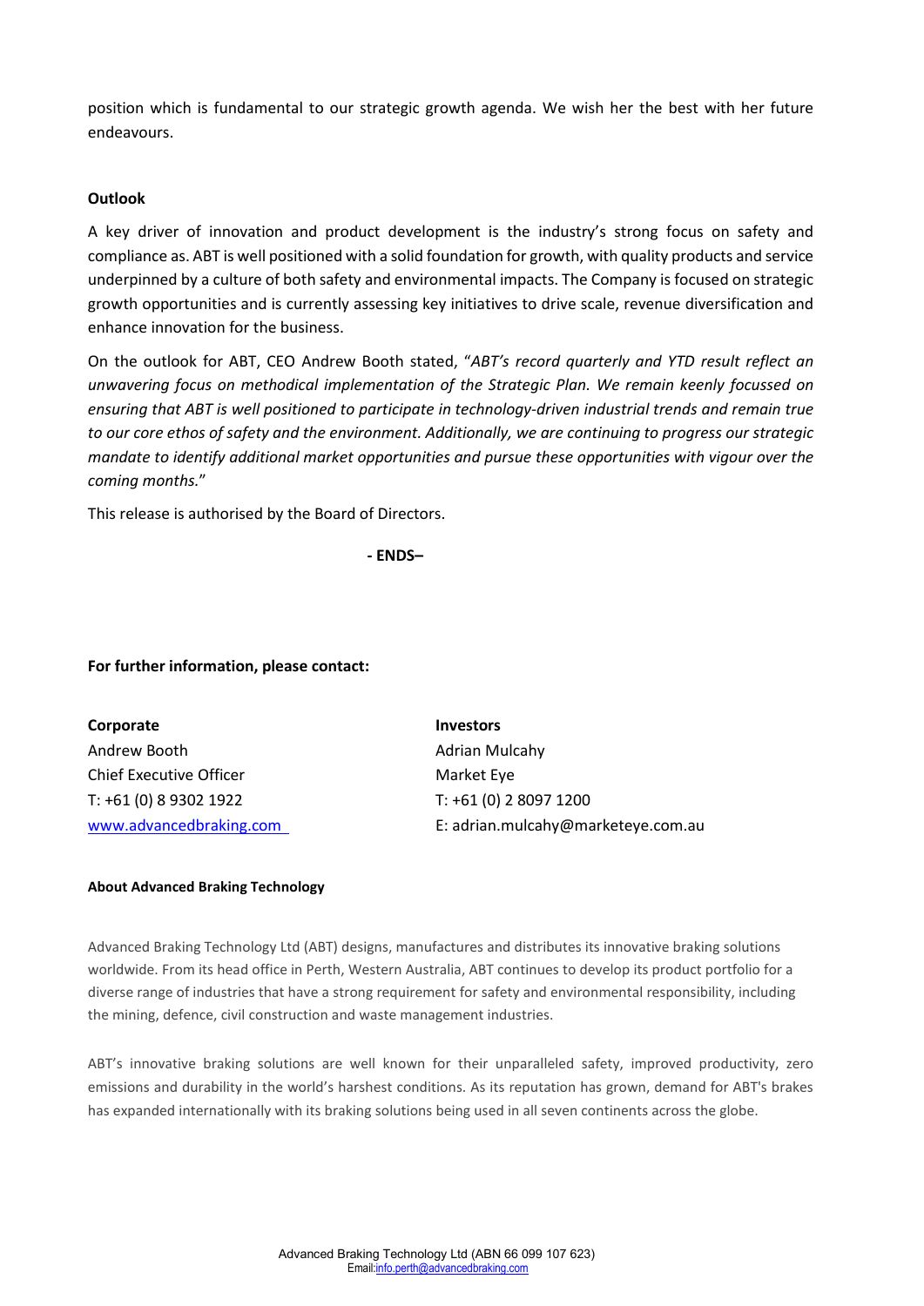position which is fundamental to our strategic growth agenda. We wish her the best with her future endeavours.

**Outlook**

A key driver of innovation and product development is the industry's strong focus on safety and compliance as. ABT is well positioned with a solid foundation for growth, with quality products and service underpinned by a culture of both safety and environmental impacts. The Company is focused on strategic growth opportunities and is currently assessing key initiatives to drive scale, revenue diversification and enhance innovation for the business.

On the outlook for ABT, CEO Andrew Booth stated, "*ABT's record quarterly and YTD result reflect an unwavering focus on methodical implementation of the Strategic Plan. We remain keenly focussed on ensuring that ABT is well positioned to participate in technology-driven industrial trends and remain true to our core ethos of safety and the environment. Additionally, we are continuing to progress our strategic mandate to identify additional market opportunities and pursue these opportunities with vigour over the coming months.*"

This release is authorised by the Board of Directors.

**- ENDS–**

**For further information, please contact:**

**Corporate**
Andrew Booth
Chief Executive Officer
T: +61 (0) 8 9302 1922
www.advancedbraking.com

**Investors**
Adrian Mulcahy
Market Eye
T: +61 (0) 2 8097 1200
E: adrian.mulcahy@marketeye.com.au

**About Advanced Braking Technology**

Advanced Braking Technology Ltd (ABT) designs, manufactures and distributes its innovative braking solutions worldwide. From its head office in Perth, Western Australia, ABT continues to develop its product portfolio for a diverse range of industries that have a strong requirement for safety and environmental responsibility, including the mining, defence, civil construction and waste management industries.

ABT's innovative braking solutions are well known for their unparalleled safety, improved productivity, zero emissions and durability in the world's harshest conditions. As its reputation has grown, demand for ABT's brakes has expanded internationally with its braking solutions being used in all seven continents across the globe.

Advanced Braking Technology Ltd (ABN 66 099 107 623)
Email: info.perth@advancedbraking.com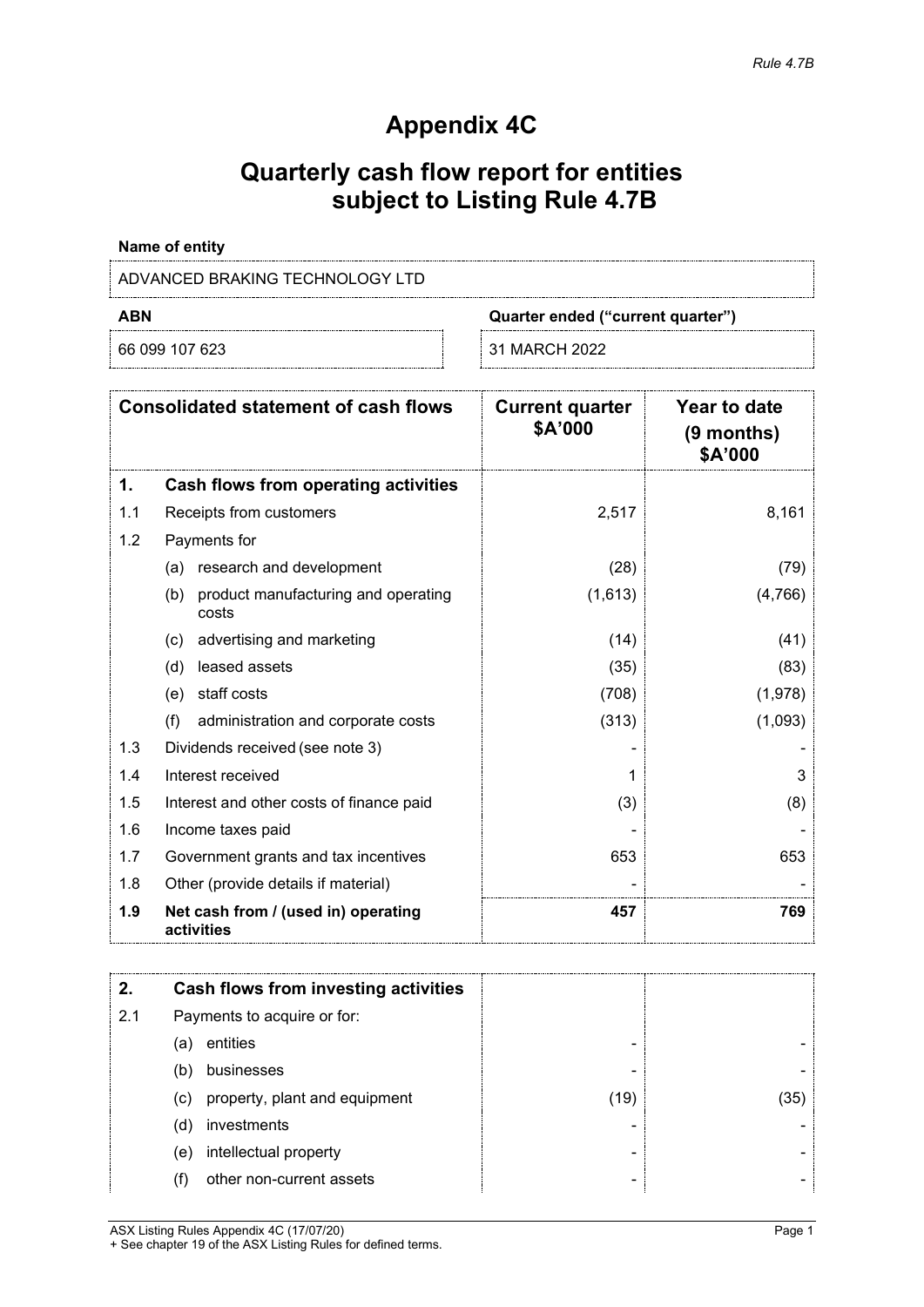*Rule 4.7B*

# Appendix 4C

## Quarterly cash flow report for entities subject to Listing Rule 4.7B

**Name of entity**

ADVANCED BRAKING TECHNOLOGY LTD

| **ABN** | **Quarter ended ("current quarter")** |
|---|---|
| 66 099 107 623 | 31 MARCH 2022 |

| | **Consolidated statement of cash flows** | **Current quarter $A'000** | **Year to date (9 months) $A'000** |
|---|---|---|---|
| **1.** | **Cash flows from operating activities** | | |
| 1.1 | Receipts from customers | 2,517 | 8,161 |
| 1.2 | Payments for | | |
| | (a) research and development | (28) | (79) |
| | (b) product manufacturing and operating costs | (1,613) | (4,766) |
| | (c) advertising and marketing | (14) | (41) |
| | (d) leased assets | (35) | (83) |
| | (e) staff costs | (708) | (1,978) |
| | (f) administration and corporate costs | (313) | (1,093) |
| 1.3 | Dividends received (see note 3) | - | - |
| 1.4 | Interest received | 1 | 3 |
| 1.5 | Interest and other costs of finance paid | (3) | (8) |
| 1.6 | Income taxes paid | - | - |
| 1.7 | Government grants and tax incentives | 653 | 653 |
| 1.8 | Other (provide details if material) | - | - |
| **1.9** | **Net cash from / (used in) operating activities** | **457** | **769** |

| | | | |
|---|---|---|---|
| **2.** | **Cash flows from investing activities** | | |
| 2.1 | Payments to acquire or for: | | |
| | (a) entities | - | - |
| | (b) businesses | - | - |
| | (c) property, plant and equipment | (19) | (35) |
| | (d) investments | - | - |
| | (e) intellectual property | - | - |
| | (f) other non-current assets | - | - |

ASX Listing Rules Appendix 4C (17/07/20)
+ See chapter 19 of the ASX Listing Rules for defined terms.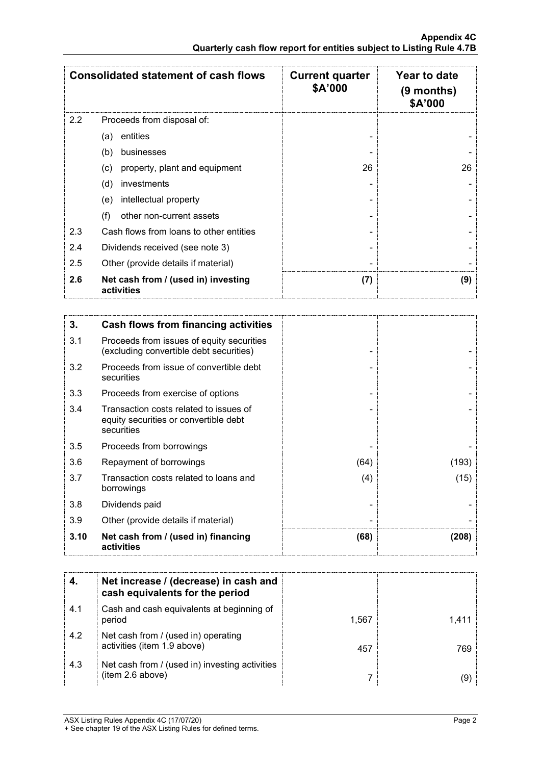| Consolidated statement of cash flows | | Current quarter $A'000 | Year to date (9 months) $A'000 |
|---|---|---|---|
| 2.2 | Proceeds from disposal of: | | |
| | (a) entities | - | - |
| | (b) businesses | - | - |
| | (c) property, plant and equipment | 26 | 26 |
| | (d) investments | - | - |
| | (e) intellectual property | - | - |
| | (f) other non-current assets | - | - |
| 2.3 | Cash flows from loans to other entities | - | - |
| 2.4 | Dividends received (see note 3) | - | - |
| 2.5 | Other (provide details if material) | - | - |
| **2.6** | **Net cash from / (used in) investing activities** | **(7)** | **(9)** |

| **3.** | **Cash flows from financing activities** | | |
|---|---|---|---|
| 3.1 | Proceeds from issues of equity securities (excluding convertible debt securities) | - | - |
| 3.2 | Proceeds from issue of convertible debt securities | - | - |
| 3.3 | Proceeds from exercise of options | - | - |
| 3.4 | Transaction costs related to issues of equity securities or convertible debt securities | - | - |
| 3.5 | Proceeds from borrowings | - | - |
| 3.6 | Repayment of borrowings | (64) | (193) |
| 3.7 | Transaction costs related to loans and borrowings | (4) | (15) |
| 3.8 | Dividends paid | - | - |
| 3.9 | Other (provide details if material) | - | - |
| **3.10** | **Net cash from / (used in) financing activities** | **(68)** | **(208)** |

| **4.** | **Net increase / (decrease) in cash and cash equivalents for the period** | | |
|---|---|---|---|
| 4.1 | Cash and cash equivalents at beginning of period | 1,567 | 1,411 |
| 4.2 | Net cash from / (used in) operating activities (item 1.9 above) | 457 | 769 |
| 4.3 | Net cash from / (used in) investing activities (item 2.6 above) | 7 | (9) |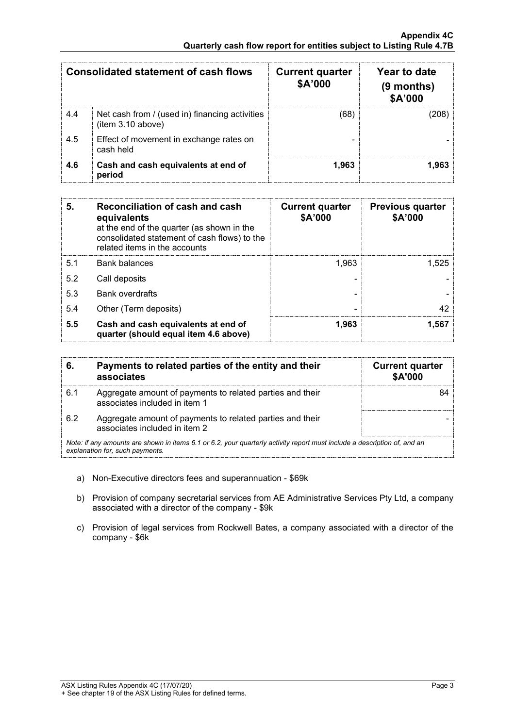| Consolidated statement of cash flows | | Current quarter $A'000 | Year to date (9 months) $A'000 |
|---|---|---|---|
| 4.4 | Net cash from / (used in) financing activities (item 3.10 above) | (68) | (208) |
| 4.5 | Effect of movement in exchange rates on cash held | - | - |
| **4.6** | **Cash and cash equivalents at end of period** | **1,963** | **1,963** |

| **5.** | **Reconciliation of cash and cash equivalents** at the end of the quarter (as shown in the consolidated statement of cash flows) to the related items in the accounts | **Current quarter $A'000** | **Previous quarter $A'000** |
|---|---|---|---|
| 5.1 | Bank balances | 1,963 | 1,525 |
| 5.2 | Call deposits | - | - |
| 5.3 | Bank overdrafts | - | - |
| 5.4 | Other (Term deposits) | - | 42 |
| **5.5** | **Cash and cash equivalents at end of quarter (should equal item 4.6 above)** | **1,963** | **1,567** |

| **6.** | **Payments to related parties of the entity and their associates** | **Current quarter $A'000** |
|---|---|---|
| 6.1 | Aggregate amount of payments to related parties and their associates included in item 1 | 84 |
| 6.2 | Aggregate amount of payments to related parties and their associates included in item 2 | - |

*Note: if any amounts are shown in items 6.1 or 6.2, your quarterly activity report must include a description of, and an explanation for, such payments.*

a) Non-Executive directors fees and superannuation - $69k

b) Provision of company secretarial services from AE Administrative Services Pty Ltd, a company associated with a director of the company - $9k

c) Provision of legal services from Rockwell Bates, a company associated with a director of the company - $6k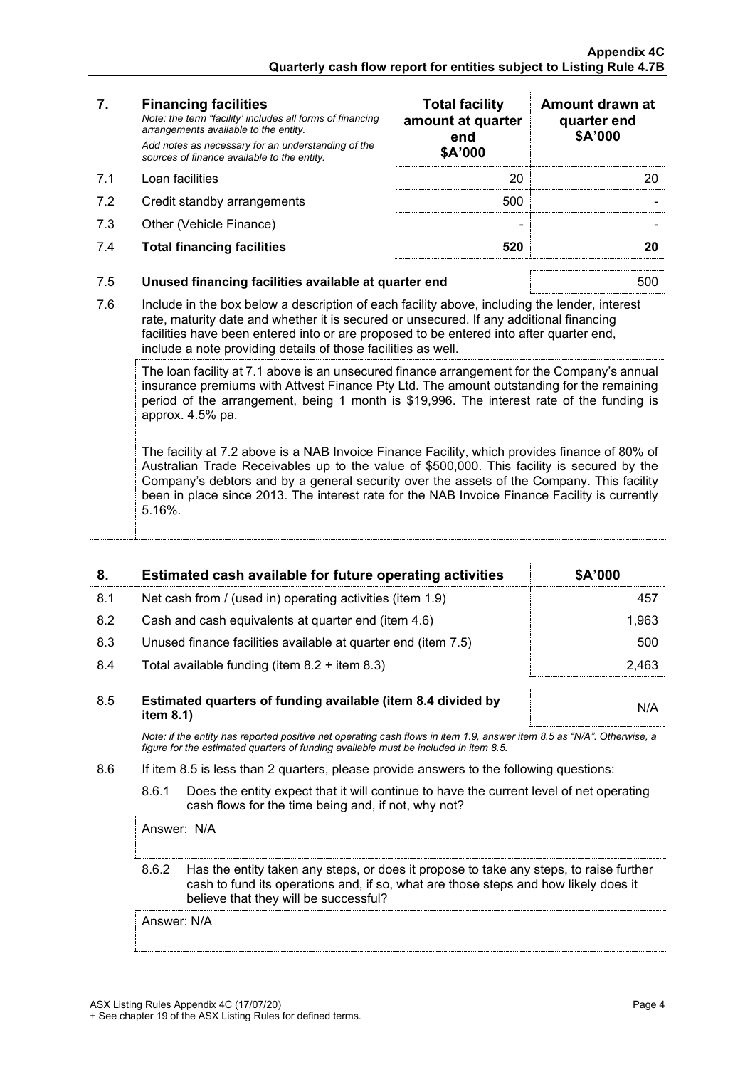| 7. | **Financing facilities**<br>*Note: the term "facility' includes all forms of financing arrangements available to the entity.*<br>*Add notes as necessary for an understanding of the sources of finance available to the entity.* | **Total facility amount at quarter end**<br>**$A'000** | **Amount drawn at quarter end**<br>**$A'000** |
|---|---|---|---|
| 7.1 | Loan facilities | 20 | 20 |
| 7.2 | Credit standby arrangements | 500 | - |
| 7.3 | Other (Vehicle Finance) | - | - |
| 7.4 | **Total financing facilities** | **520** | **20** |

| | | |
|---|---|---|
| 7.5 | **Unused financing facilities available at quarter end** | 500 |

7.6 Include in the box below a description of each facility above, including the lender, interest rate, maturity date and whether it is secured or unsecured. If any additional financing facilities have been entered into or are proposed to be entered into after quarter end, include a note providing details of those facilities as well.

The loan facility at 7.1 above is an unsecured finance arrangement for the Company's annual insurance premiums with Attvest Finance Pty Ltd. The amount outstanding for the remaining period of the arrangement, being 1 month is $19,996. The interest rate of the funding is approx. 4.5% pa.

The facility at 7.2 above is a NAB Invoice Finance Facility, which provides finance of 80% of Australian Trade Receivables up to the value of $500,000. This facility is secured by the Company's debtors and by a general security over the assets of the Company. This facility been in place since 2013. The interest rate for the NAB Invoice Finance Facility is currently 5.16%.

| 8. | **Estimated cash available for future operating activities** | **$A'000** |
|---|---|---|
| 8.1 | Net cash from / (used in) operating activities (item 1.9) | 457 |
| 8.2 | Cash and cash equivalents at quarter end (item 4.6) | 1,963 |
| 8.3 | Unused finance facilities available at quarter end (item 7.5) | 500 |
| 8.4 | Total available funding (item 8.2 + item 8.3) | 2,463 |
| 8.5 | **Estimated quarters of funding available (item 8.4 divided by item 8.1)** | N/A |

*Note: if the entity has reported positive net operating cash flows in item 1.9, answer item 8.5 as "N/A". Otherwise, a figure for the estimated quarters of funding available must be included in item 8.5.*

8.6 If item 8.5 is less than 2 quarters, please provide answers to the following questions:

8.6.1 Does the entity expect that it will continue to have the current level of net operating cash flows for the time being and, if not, why not?

Answer: N/A

8.6.2 Has the entity taken any steps, or does it propose to take any steps, to raise further cash to fund its operations and, if so, what are those steps and how likely does it believe that they will be successful?

Answer: N/A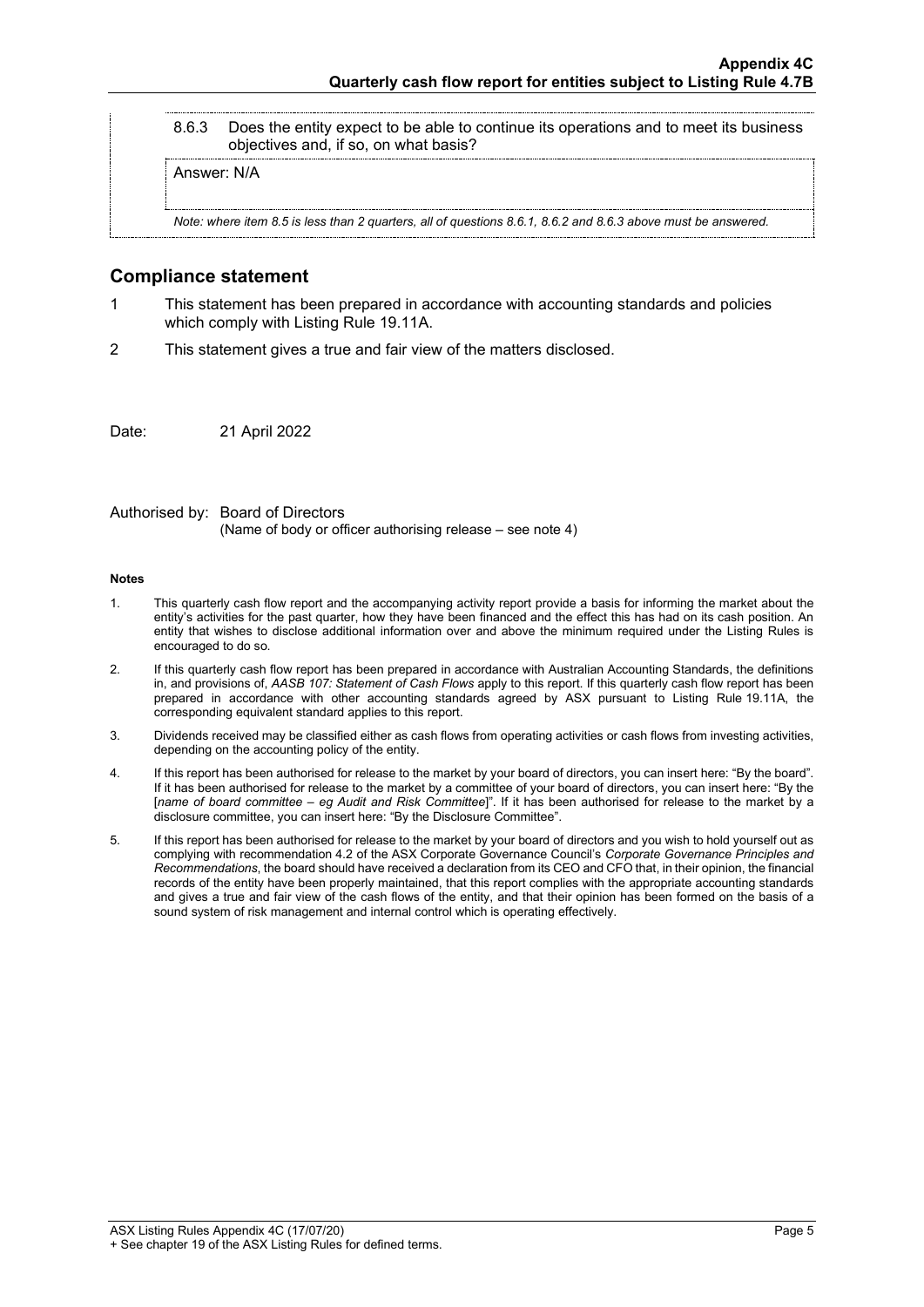8.6.3 Does the entity expect to be able to continue its operations and to meet its business objectives and, if so, on what basis?

Answer: N/A

*Note: where item 8.5 is less than 2 quarters, all of questions 8.6.1, 8.6.2 and 8.6.3 above must be answered.*

## Compliance statement

1 This statement has been prepared in accordance with accounting standards and policies which comply with Listing Rule 19.11A.

2 This statement gives a true and fair view of the matters disclosed.

Date: 21 April 2022

Authorised by: Board of Directors
(Name of body or officer authorising release – see note 4)

**Notes**

1. This quarterly cash flow report and the accompanying activity report provide a basis for informing the market about the entity's activities for the past quarter, how they have been financed and the effect this has had on its cash position. An entity that wishes to disclose additional information over and above the minimum required under the Listing Rules is encouraged to do so.
2. If this quarterly cash flow report has been prepared in accordance with Australian Accounting Standards, the definitions in, and provisions of, *AASB 107: Statement of Cash Flows* apply to this report. If this quarterly cash flow report has been prepared in accordance with other accounting standards agreed by ASX pursuant to Listing Rule 19.11A, the corresponding equivalent standard applies to this report.
3. Dividends received may be classified either as cash flows from operating activities or cash flows from investing activities, depending on the accounting policy of the entity.
4. If this report has been authorised for release to the market by your board of directors, you can insert here: "By the board". If it has been authorised for release to the market by a committee of your board of directors, you can insert here: "By the [*name of board committee – eg Audit and Risk Committee*]". If it has been authorised for release to the market by a disclosure committee, you can insert here: "By the Disclosure Committee".
5. If this report has been authorised for release to the market by your board of directors and you wish to hold yourself out as complying with recommendation 4.2 of the ASX Corporate Governance Council's *Corporate Governance Principles and Recommendations*, the board should have received a declaration from its CEO and CFO that, in their opinion, the financial records of the entity have been properly maintained, that this report complies with the appropriate accounting standards and gives a true and fair view of the cash flows of the entity, and that their opinion has been formed on the basis of a sound system of risk management and internal control which is operating effectively.